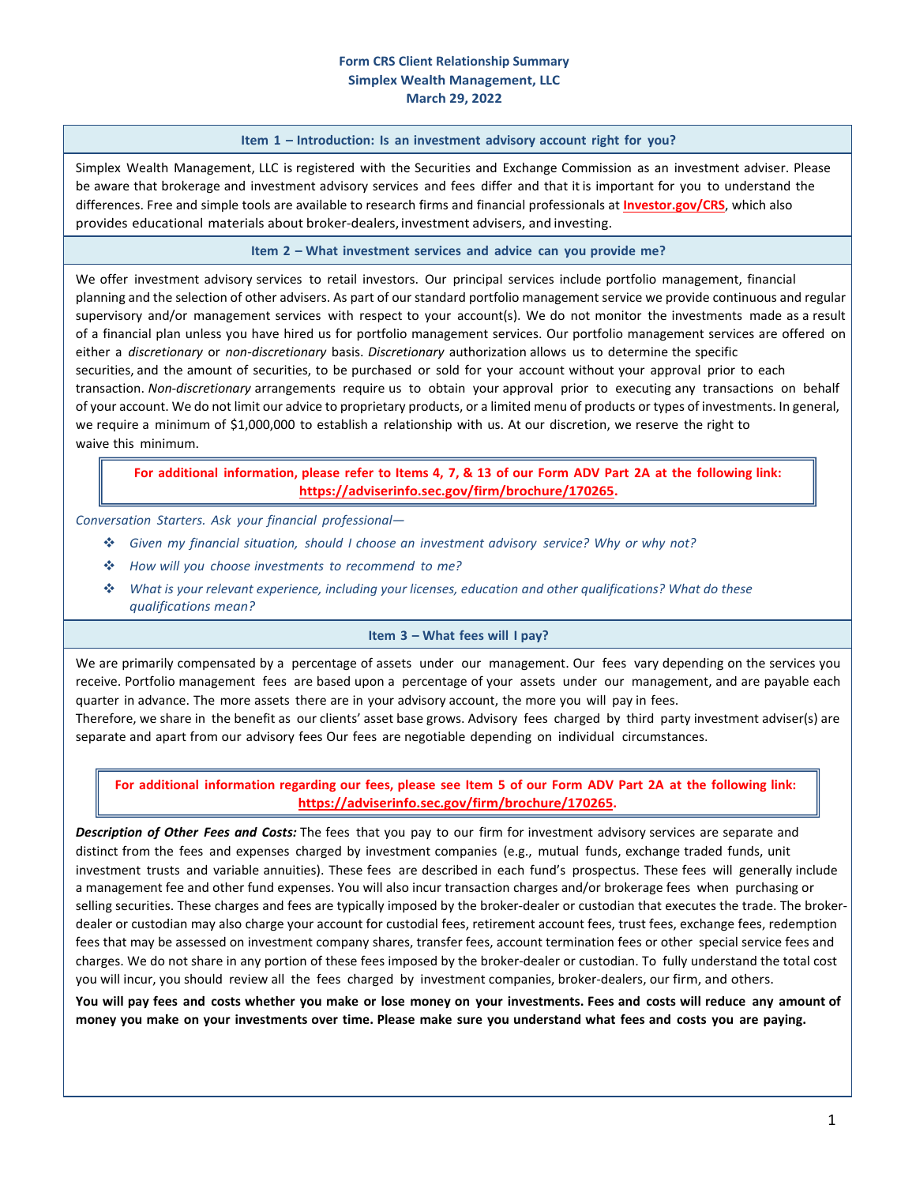# Form CRS Client Relationship Summary
## Simplex Wealth Management, LLC
### March 29, 2022

## Item 1 – Introduction: Is an investment advisory account right for you?

Simplex Wealth Management, LLC is registered with the Securities and Exchange Commission as an investment adviser. Please be aware that brokerage and investment advisory services and fees differ and that it is important for you to understand the differences. Free and simple tools are available to research firms and financial professionals at **Investor.gov/CRS**, which also provides educational materials about broker-dealers, investment advisers, and investing.

## Item 2 – What investment services and advice can you provide me?

We offer investment advisory services to retail investors. Our principal services include portfolio management, financial planning and the selection of other advisers. As part of our standard portfolio management service we provide continuous and regular supervisory and/or management services with respect to your account(s). We do not monitor the investments made as a result of a financial plan unless you have hired us for portfolio management services. Our portfolio management services are offered on either a *discretionary* or *non-discretionary* basis. *Discretionary* authorization allows us to determine the specific securities, and the amount of securities, to be purchased or sold for your account without your approval prior to each transaction. *Non-discretionary* arrangements require us to obtain your approval prior to executing any transactions on behalf of your account. We do not limit our advice to proprietary products, or a limited menu of products or types of investments. In general, we require a minimum of $1,000,000 to establish a relationship with us. At our discretion, we reserve the right to waive this minimum.

**For additional information, please refer to Items 4, 7, & 13 of our Form ADV Part 2A at the following link: https://adviserinfo.sec.gov/firm/brochure/170265.**

*Conversation Starters. Ask your financial professional—*

- *Given my financial situation, should I choose an investment advisory service? Why or why not?*
- *How will you choose investments to recommend to me?*
- *What is your relevant experience, including your licenses, education and other qualifications? What do these qualifications mean?*

## Item 3 – What fees will I pay?

We are primarily compensated by a percentage of assets under our management. Our fees vary depending on the services you receive. Portfolio management fees are based upon a percentage of your assets under our management, and are payable each quarter in advance. The more assets there are in your advisory account, the more you will pay in fees.
Therefore, we share in the benefit as our clients' asset base grows. Advisory fees charged by third party investment adviser(s) are separate and apart from our advisory fees Our fees are negotiable depending on individual circumstances.

**For additional information regarding our fees, please see Item 5 of our Form ADV Part 2A at the following link: https://adviserinfo.sec.gov/firm/brochure/170265.**

***Description of Other Fees and Costs:*** The fees that you pay to our firm for investment advisory services are separate and distinct from the fees and expenses charged by investment companies (e.g., mutual funds, exchange traded funds, unit investment trusts and variable annuities). These fees are described in each fund's prospectus. These fees will generally include a management fee and other fund expenses. You will also incur transaction charges and/or brokerage fees when purchasing or selling securities. These charges and fees are typically imposed by the broker-dealer or custodian that executes the trade. The broker-dealer or custodian may also charge your account for custodial fees, retirement account fees, trust fees, exchange fees, redemption fees that may be assessed on investment company shares, transfer fees, account termination fees or other special service fees and charges. We do not share in any portion of these fees imposed by the broker-dealer or custodian. To fully understand the total cost you will incur, you should review all the fees charged by investment companies, broker-dealers, our firm, and others.

**You will pay fees and costs whether you make or lose money on your investments. Fees and costs will reduce any amount of money you make on your investments over time. Please make sure you understand what fees and costs you are paying.**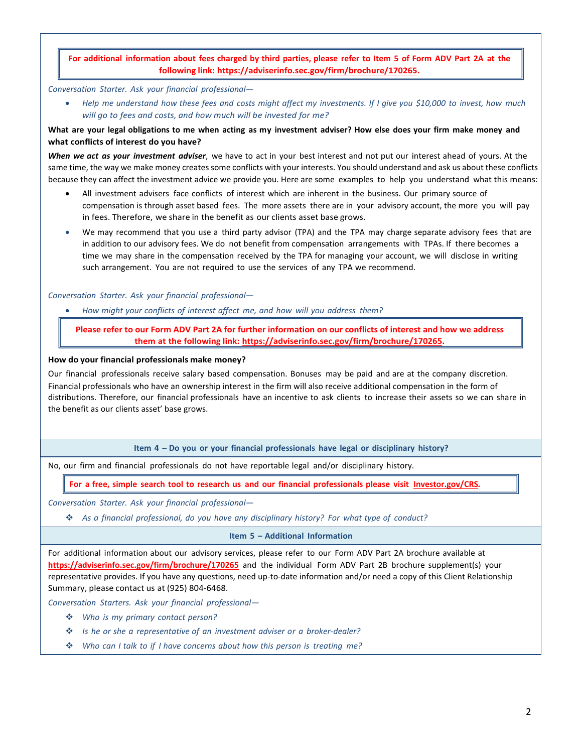**For additional information about fees charged by third parties, please refer to Item 5 of Form ADV Part 2A at the following link: [https://adviserinfo.sec.gov/firm/brochure/170265](https://adviserinfo.sec.gov/firm/brochure/170265).**

*Conversation Starter. Ask your financial professional—*

- *Help me understand how these fees and costs might affect my investments. If I give you $10,000 to invest, how much will go to fees and costs, and how much will be invested for me?*

**What are your legal obligations to me when acting as my investment adviser? How else does your firm make money and what conflicts of interest do you have?**

***When we act as your investment adviser***, we have to act in your best interest and not put our interest ahead of yours. At the same time, the way we make money creates some conflicts with your interests. You should understand and ask us about these conflicts because they can affect the investment advice we provide you. Here are some examples to help you understand what this means:

- All investment advisers face conflicts of interest which are inherent in the business. Our primary source of compensation is through asset based fees. The more assets there are in your advisory account, the more you will pay in fees. Therefore, we share in the benefit as our clients asset base grows.
- We may recommend that you use a third party advisor (TPA) and the TPA may charge separate advisory fees that are in addition to our advisory fees. We do not benefit from compensation arrangements with TPAs. If there becomes a time we may share in the compensation received by the TPA for managing your account, we will disclose in writing such arrangement. You are not required to use the services of any TPA we recommend.

*Conversation Starter. Ask your financial professional—*

- *How might your conflicts of interest affect me, and how will you address them?*

**Please refer to our Form ADV Part 2A for further information on our conflicts of interest and how we address them at the following link: [https://adviserinfo.sec.gov/firm/brochure/170265](https://adviserinfo.sec.gov/firm/brochure/170265).**

**How do your financial professionals make money?**

Our financial professionals receive salary based compensation. Bonuses may be paid and are at the company discretion. Financial professionals who have an ownership interest in the firm will also receive additional compensation in the form of distributions. Therefore, our financial professionals have an incentive to ask clients to increase their assets so we can share in the benefit as our clients asset' base grows.

## Item 4 – Do you or your financial professionals have legal or disciplinary history?

No, our firm and financial professionals do not have reportable legal and/or disciplinary history.

**For a free, simple search tool to research us and our financial professionals please visit [Investor.gov/CRS](https://Investor.gov/CRS).**

*Conversation Starter. Ask your financial professional—*

- *As a financial professional, do you have any disciplinary history? For what type of conduct?*

## Item 5 – Additional Information

For additional information about our advisory services, please refer to our Form ADV Part 2A brochure available at [https://adviserinfo.sec.gov/firm/brochure/170265](https://adviserinfo.sec.gov/firm/brochure/170265) and the individual Form ADV Part 2B brochure supplement(s) your representative provides. If you have any questions, need up-to-date information and/or need a copy of this Client Relationship Summary, please contact us at (925) 804-6468.

*Conversation Starters. Ask your financial professional—*

- *Who is my primary contact person?*
- *Is he or she a representative of an investment adviser or a broker-dealer?*
- *Who can I talk to if I have concerns about how this person is treating me?*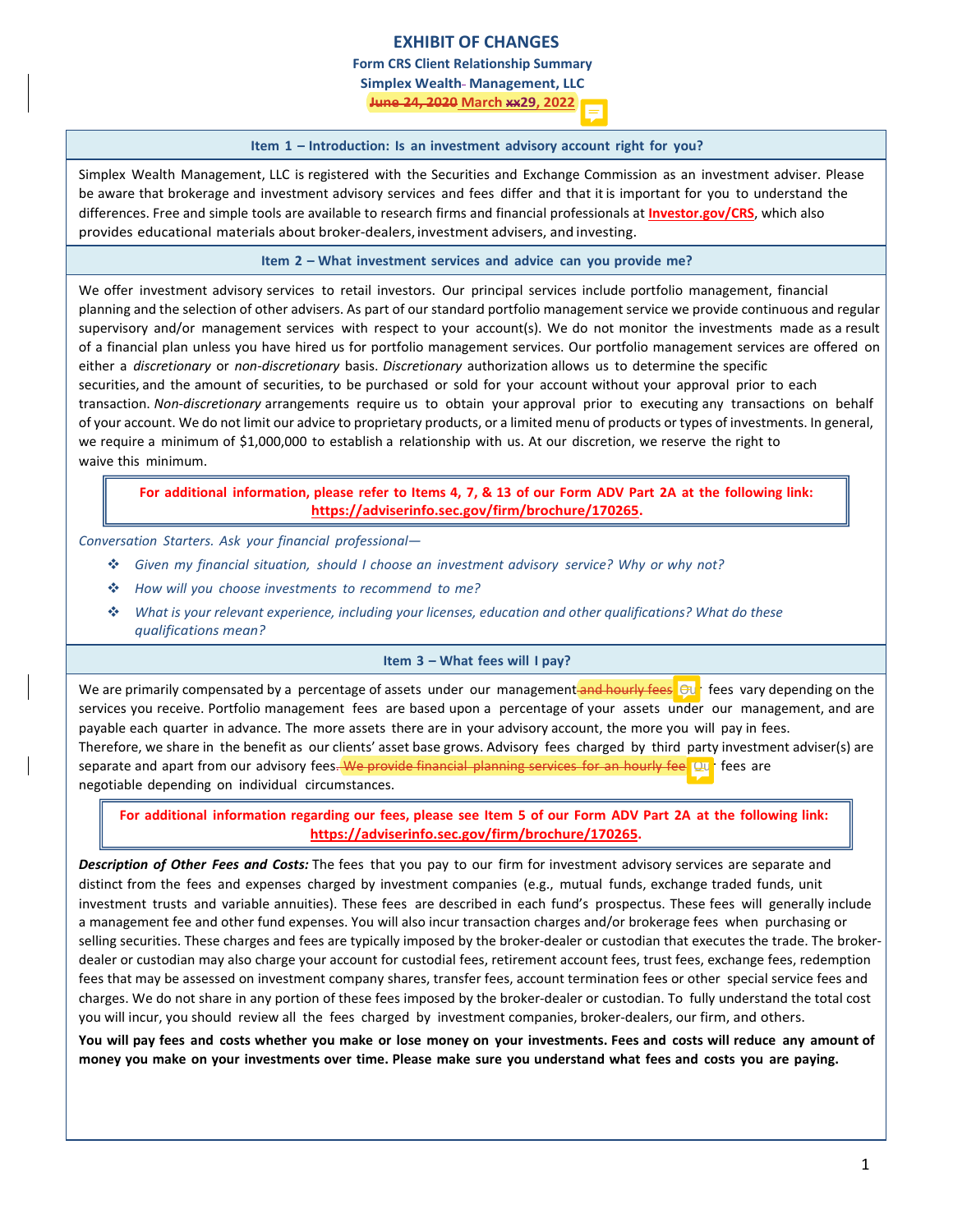# EXHIBIT OF CHANGES

**Form CRS Client Relationship Summary**

**Simplex Wealth Management, LLC**

**~~June 24, 2020~~ March ~~xx~~29, 2022**

## Item 1 – Introduction: Is an investment advisory account right for you?

Simplex Wealth Management, LLC is registered with the Securities and Exchange Commission as an investment adviser. Please be aware that brokerage and investment advisory services and fees differ and that it is important for you to understand the differences. Free and simple tools are available to research firms and financial professionals at **Investor.gov/CRS**, which also provides educational materials about broker-dealers, investment advisers, and investing.

## Item 2 – What investment services and advice can you provide me?

We offer investment advisory services to retail investors. Our principal services include portfolio management, financial planning and the selection of other advisers. As part of our standard portfolio management service we provide continuous and regular supervisory and/or management services with respect to your account(s). We do not monitor the investments made as a result of a financial plan unless you have hired us for portfolio management services. Our portfolio management services are offered on either a *discretionary* or *non-discretionary* basis. *Discretionary* authorization allows us to determine the specific securities, and the amount of securities, to be purchased or sold for your account without your approval prior to each transaction. *Non-discretionary* arrangements require us to obtain your approval prior to executing any transactions on behalf of your account. We do not limit our advice to proprietary products, or a limited menu of products or types of investments. In general, we require a minimum of $1,000,000 to establish a relationship with us. At our discretion, we reserve the right to waive this minimum.

**For additional information, please refer to Items 4, 7, & 13 of our Form ADV Part 2A at the following link: https://adviserinfo.sec.gov/firm/brochure/170265.**

*Conversation Starters. Ask your financial professional—*

- *Given my financial situation, should I choose an investment advisory service? Why or why not?*
- *How will you choose investments to recommend to me?*
- *What is your relevant experience, including your licenses, education and other qualifications? What do these qualifications mean?*

## Item 3 – What fees will I pay?

We are primarily compensated by a percentage of assets under our management ~~and hourly fees~~. Our fees vary depending on the services you receive. Portfolio management fees are based upon a percentage of your assets under our management, and are payable each quarter in advance. The more assets there are in your advisory account, the more you will pay in fees. Therefore, we share in the benefit as our clients' asset base grows. Advisory fees charged by third party investment adviser(s) are separate and apart from our advisory fees. ~~We provide financial planning services for an hourly fee.~~ Our fees are negotiable depending on individual circumstances.

**For additional information regarding our fees, please see Item 5 of our Form ADV Part 2A at the following link: https://adviserinfo.sec.gov/firm/brochure/170265.**

***Description of Other Fees and Costs:*** The fees that you pay to our firm for investment advisory services are separate and distinct from the fees and expenses charged by investment companies (e.g., mutual funds, exchange traded funds, unit investment trusts and variable annuities). These fees are described in each fund's prospectus. These fees will generally include a management fee and other fund expenses. You will also incur transaction charges and/or brokerage fees when purchasing or selling securities. These charges and fees are typically imposed by the broker-dealer or custodian that executes the trade. The broker-dealer or custodian may also charge your account for custodial fees, retirement account fees, trust fees, exchange fees, redemption fees that may be assessed on investment company shares, transfer fees, account termination fees or other special service fees and charges. We do not share in any portion of these fees imposed by the broker-dealer or custodian. To fully understand the total cost you will incur, you should review all the fees charged by investment companies, broker-dealers, our firm, and others.

**You will pay fees and costs whether you make or lose money on your investments. Fees and costs will reduce any amount of money you make on your investments over time. Please make sure you understand what fees and costs you are paying.**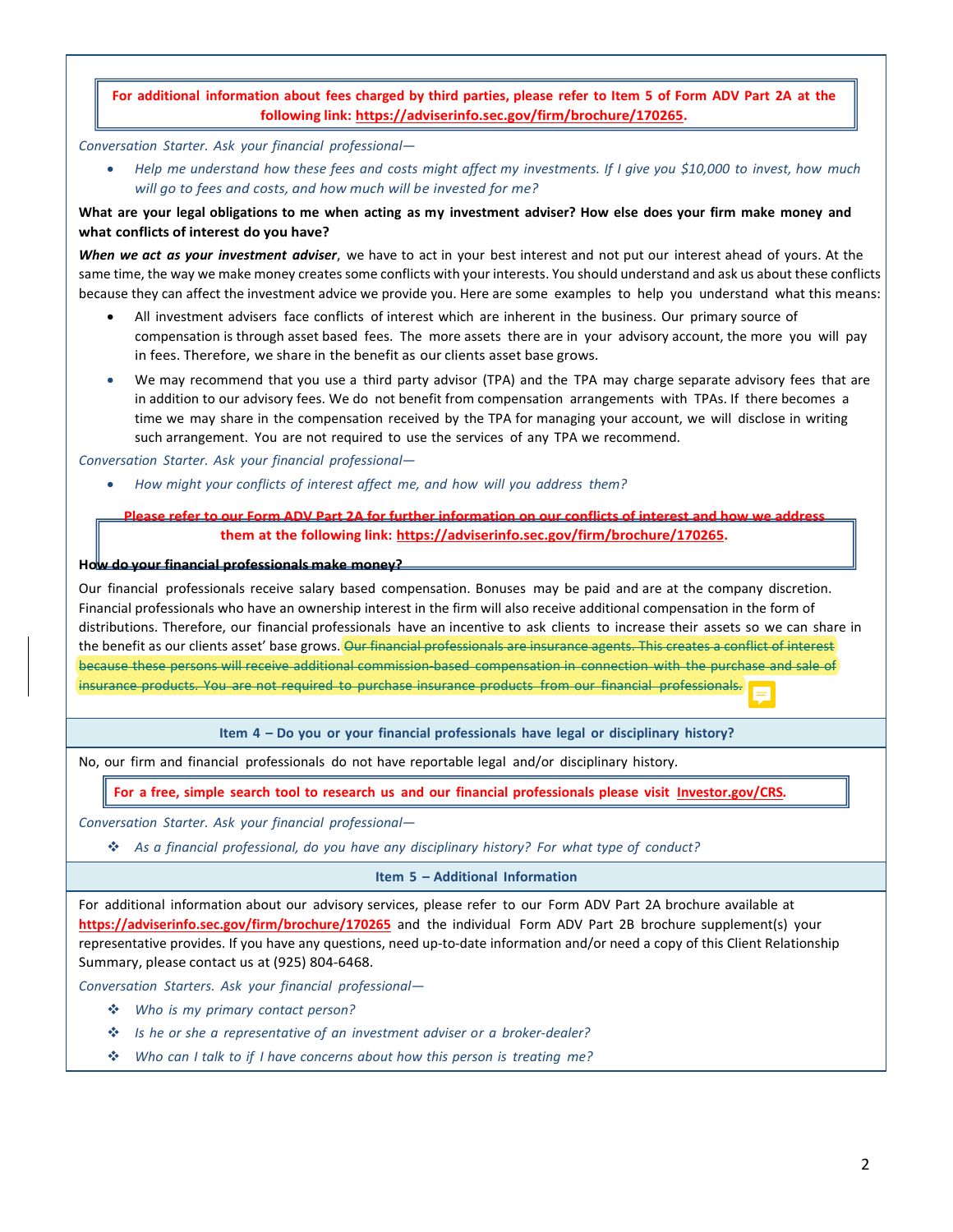**For additional information about fees charged by third parties, please refer to Item 5 of Form ADV Part 2A at the following link: https://adviserinfo.sec.gov/firm/brochure/170265.**

*Conversation Starter. Ask your financial professional—*

- *Help me understand how these fees and costs might affect my investments. If I give you $10,000 to invest, how much will go to fees and costs, and how much will be invested for me?*

**What are your legal obligations to me when acting as my investment adviser? How else does your firm make money and what conflicts of interest do you have?**

***When we act as your investment adviser***, we have to act in your best interest and not put our interest ahead of yours. At the same time, the way we make money creates some conflicts with your interests. You should understand and ask us about these conflicts because they can affect the investment advice we provide you. Here are some examples to help you understand what this means:

- All investment advisers face conflicts of interest which are inherent in the business. Our primary source of compensation is through asset based fees. The more assets there are in your advisory account, the more you will pay in fees. Therefore, we share in the benefit as our clients asset base grows.
- We may recommend that you use a third party advisor (TPA) and the TPA may charge separate advisory fees that are in addition to our advisory fees. We do not benefit from compensation arrangements with TPAs. If there becomes a time we may share in the compensation received by the TPA for managing your account, we will disclose in writing such arrangement. You are not required to use the services of any TPA we recommend.

*Conversation Starter. Ask your financial professional—*

- *How might your conflicts of interest affect me, and how will you address them?*

**Please refer to our Form ADV Part 2A for further information on our conflicts of interest and how we address them at the following link: https://adviserinfo.sec.gov/firm/brochure/170265.**

**How do your financial professionals make money?**

Our financial professionals receive salary based compensation. Bonuses may be paid and are at the company discretion. Financial professionals who have an ownership interest in the firm will also receive additional compensation in the form of distributions. Therefore, our financial professionals have an incentive to ask clients to increase their assets so we can share in the benefit as our clients asset' base grows. ~~Our financial professionals are insurance agents. This creates a conflict of interest because these persons will receive additional commission-based compensation in connection with the purchase and sale of insurance products. You are not required to purchase insurance products from our financial professionals.~~

## Item 4 – Do you or your financial professionals have legal or disciplinary history?

No, our firm and financial professionals do not have reportable legal and/or disciplinary history.

**For a free, simple search tool to research us and our financial professionals please visit Investor.gov/CRS.**

*Conversation Starter. Ask your financial professional—*

- *As a financial professional, do you have any disciplinary history? For what type of conduct?*

## Item 5 – Additional Information

For additional information about our advisory services, please refer to our Form ADV Part 2A brochure available at **https://adviserinfo.sec.gov/firm/brochure/170265** and the individual Form ADV Part 2B brochure supplement(s) your representative provides. If you have any questions, need up-to-date information and/or need a copy of this Client Relationship Summary, please contact us at (925) 804-6468.

*Conversation Starters. Ask your financial professional—*

- *Who is my primary contact person?*
- *Is he or she a representative of an investment adviser or a broker-dealer?*
- *Who can I talk to if I have concerns about how this person is treating me?*